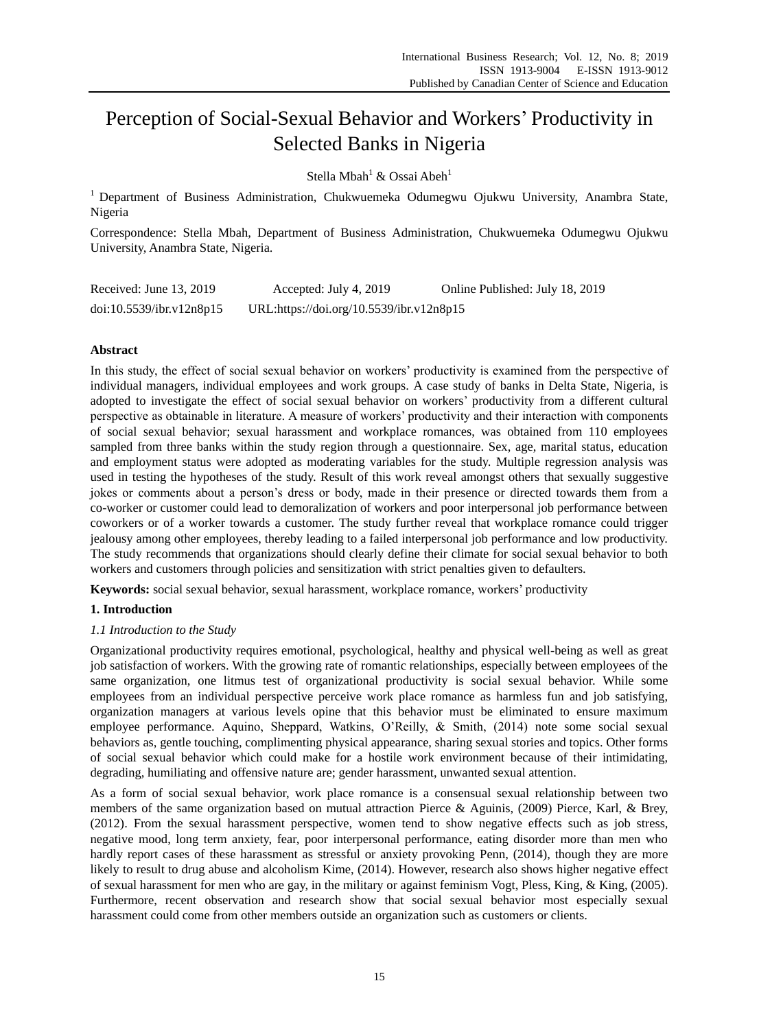# Perception of Social-Sexual Behavior and Workers' Productivity in Selected Banks in Nigeria

Stella Mbah[1] & Ossai Abeh[1]

[1] Department of Business Administration, Chukwuemeka Odumegwu Ojukwu University, Anambra State, Nigeria

Correspondence: Stella Mbah, Department of Business Administration, Chukwuemeka Odumegwu Ojukwu University, Anambra State, Nigeria.

Received: June 13, 2019 Accepted: July 4, 2019 Online Published: July 18, 2019

doi:10.5539/ibr.v12n8p15 URL:https://doi.org/10.5539/ibr.v12n8p15

## Abstract

In this study, the effect of social sexual behavior on workers' productivity is examined from the perspective of individual managers, individual employees and work groups. A case study of banks in Delta State, Nigeria, is adopted to investigate the effect of social sexual behavior on workers' productivity from a different cultural perspective as obtainable in literature. A measure of workers' productivity and their interaction with components of social sexual behavior; sexual harassment and workplace romances, was obtained from 110 employees sampled from three banks within the study region through a questionnaire. Sex, age, marital status, education and employment status were adopted as moderating variables for the study. Multiple regression analysis was used in testing the hypotheses of the study. Result of this work reveal amongst others that sexually suggestive jokes or comments about a person's dress or body, made in their presence or directed towards them from a co-worker or customer could lead to demoralization of workers and poor interpersonal job performance between coworkers or of a worker towards a customer. The study further reveal that workplace romance could trigger jealousy among other employees, thereby leading to a failed interpersonal job performance and low productivity. The study recommends that organizations should clearly define their climate for social sexual behavior to both workers and customers through policies and sensitization with strict penalties given to defaulters.

**Keywords:** social sexual behavior, sexual harassment, workplace romance, workers' productivity

## 1. Introduction

### *1.1 Introduction to the Study*

Organizational productivity requires emotional, psychological, healthy and physical well-being as well as great job satisfaction of workers. With the growing rate of romantic relationships, especially between employees of the same organization, one litmus test of organizational productivity is social sexual behavior. While some employees from an individual perspective perceive work place romance as harmless fun and job satisfying, organization managers at various levels opine that this behavior must be eliminated to ensure maximum employee performance. Aquino, Sheppard, Watkins, O'Reilly, & Smith, (2014) note some social sexual behaviors as, gentle touching, complimenting physical appearance, sharing sexual stories and topics. Other forms of social sexual behavior which could make for a hostile work environment because of their intimidating, degrading, humiliating and offensive nature are; gender harassment, unwanted sexual attention.

As a form of social sexual behavior, work place romance is a consensual sexual relationship between two members of the same organization based on mutual attraction Pierce & Aguinis, (2009) Pierce, Karl, & Brey, (2012). From the sexual harassment perspective, women tend to show negative effects such as job stress, negative mood, long term anxiety, fear, poor interpersonal performance, eating disorder more than men who hardly report cases of these harassment as stressful or anxiety provoking Penn, (2014), though they are more likely to result to drug abuse and alcoholism Kime, (2014). However, research also shows higher negative effect of sexual harassment for men who are gay, in the military or against feminism Vogt, Pless, King, & King, (2005). Furthermore, recent observation and research show that social sexual behavior most especially sexual harassment could come from other members outside an organization such as customers or clients.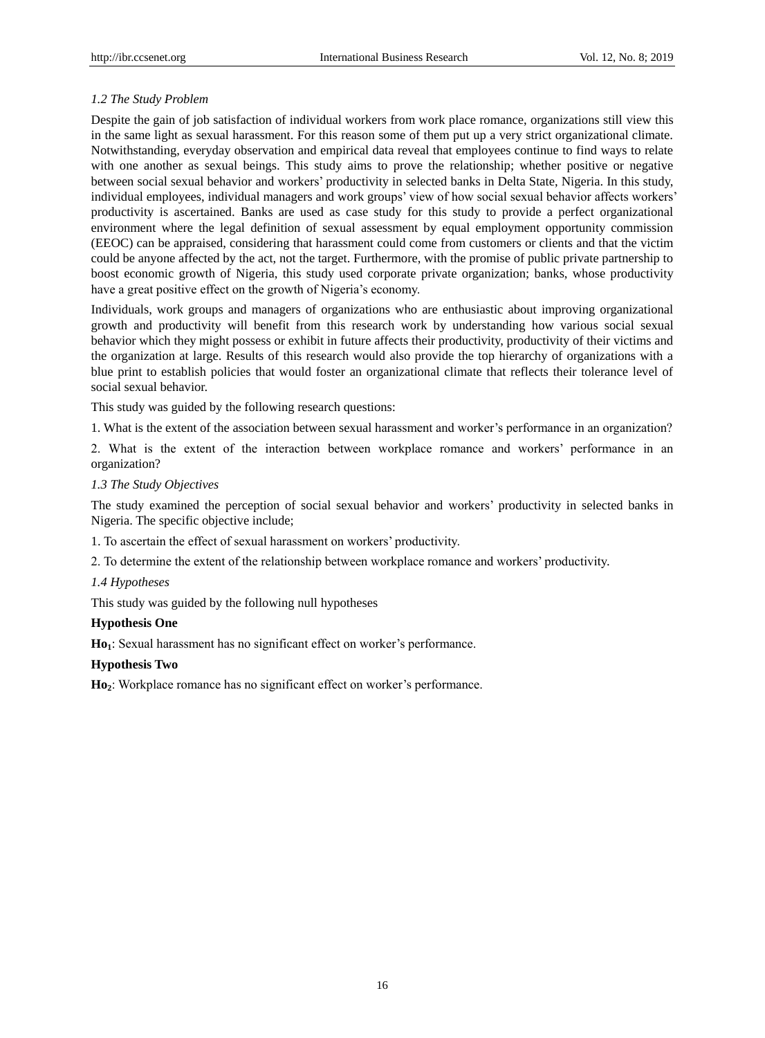### *1.2 The Study Problem*

Despite the gain of job satisfaction of individual workers from work place romance, organizations still view this in the same light as sexual harassment. For this reason some of them put up a very strict organizational climate. Notwithstanding, everyday observation and empirical data reveal that employees continue to find ways to relate with one another as sexual beings. This study aims to prove the relationship; whether positive or negative between social sexual behavior and workers' productivity in selected banks in Delta State, Nigeria. In this study, individual employees, individual managers and work groups' view of how social sexual behavior affects workers' productivity is ascertained. Banks are used as case study for this study to provide a perfect organizational environment where the legal definition of sexual assessment by equal employment opportunity commission (EEOC) can be appraised, considering that harassment could come from customers or clients and that the victim could be anyone affected by the act, not the target. Furthermore, with the promise of public private partnership to boost economic growth of Nigeria, this study used corporate private organization; banks, whose productivity have a great positive effect on the growth of Nigeria's economy.

Individuals, work groups and managers of organizations who are enthusiastic about improving organizational growth and productivity will benefit from this research work by understanding how various social sexual behavior which they might possess or exhibit in future affects their productivity, productivity of their victims and the organization at large. Results of this research would also provide the top hierarchy of organizations with a blue print to establish policies that would foster an organizational climate that reflects their tolerance level of social sexual behavior.

This study was guided by the following research questions:

1. What is the extent of the association between sexual harassment and worker's performance in an organization?

2. What is the extent of the interaction between workplace romance and workers' performance in an organization?

### *1.3 The Study Objectives*

The study examined the perception of social sexual behavior and workers' productivity in selected banks in Nigeria. The specific objective include;

1. To ascertain the effect of sexual harassment on workers' productivity.

2. To determine the extent of the relationship between workplace romance and workers' productivity.

### *1.4 Hypotheses*

This study was guided by the following null hypotheses

**Hypothesis One**

**$Ho_1$**: Sexual harassment has no significant effect on worker's performance.

**Hypothesis Two**

**$Ho_2$**: Workplace romance has no significant effect on worker's performance.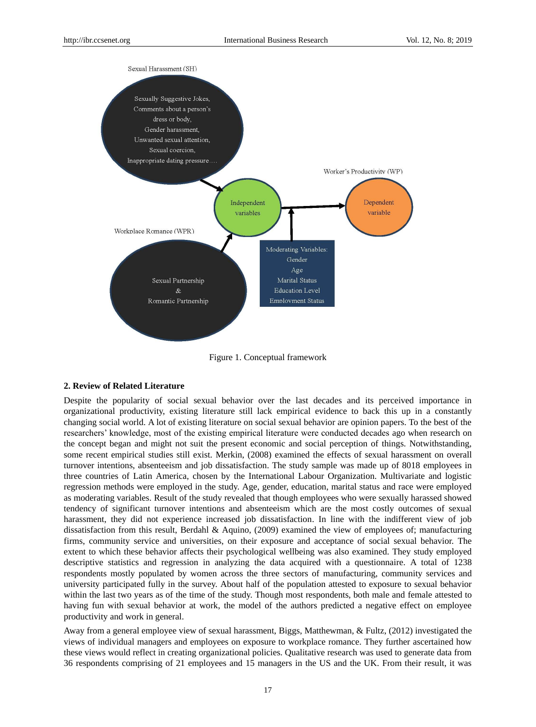Sexual Harassment (SH)

Sexually Suggestive Jokes, Comments about a person's dress or body, Gender harassment, Unwanted sexual attention, Sexual coercion, Inappropriate dating pressure….

Workplace Romance (WPR)

Sexual Partnership & Romantic Partnership

Independent variables

Worker's Productivity (WP)

Dependent variable

Moderating Variables: Gender Age Marital Status Education Level Employment Status

Figure 1. Conceptual framework

## 2. Review of Related Literature

Despite the popularity of social sexual behavior over the last decades and its perceived importance in organizational productivity, existing literature still lack empirical evidence to back this up in a constantly changing social world. A lot of existing literature on social sexual behavior are opinion papers. To the best of the researchers' knowledge, most of the existing empirical literature were conducted decades ago when research on the concept began and might not suit the present economic and social perception of things. Notwithstanding, some recent empirical studies still exist. Merkin, (2008) examined the effects of sexual harassment on overall turnover intentions, absenteeism and job dissatisfaction. The study sample was made up of 8018 employees in three countries of Latin America, chosen by the International Labour Organization. Multivariate and logistic regression methods were employed in the study. Age, gender, education, marital status and race were employed as moderating variables. Result of the study revealed that though employees who were sexually harassed showed tendency of significant turnover intentions and absenteeism which are the most costly outcomes of sexual harassment, they did not experience increased job dissatisfaction. In line with the indifferent view of job dissatisfaction from this result, Berdahl & Aquino, (2009) examined the view of employees of; manufacturing firms, community service and universities, on their exposure and acceptance of social sexual behavior. The extent to which these behavior affects their psychological wellbeing was also examined. They study employed descriptive statistics and regression in analyzing the data acquired with a questionnaire. A total of 1238 respondents mostly populated by women across the three sectors of manufacturing, community services and university participated fully in the survey. About half of the population attested to exposure to sexual behavior within the last two years as of the time of the study. Though most respondents, both male and female attested to having fun with sexual behavior at work, the model of the authors predicted a negative effect on employee productivity and work in general.

Away from a general employee view of sexual harassment, Biggs, Matthewman, & Fultz, (2012) investigated the views of individual managers and employees on exposure to workplace romance. They further ascertained how these views would reflect in creating organizational policies. Qualitative research was used to generate data from 36 respondents comprising of 21 employees and 15 managers in the US and the UK. From their result, it was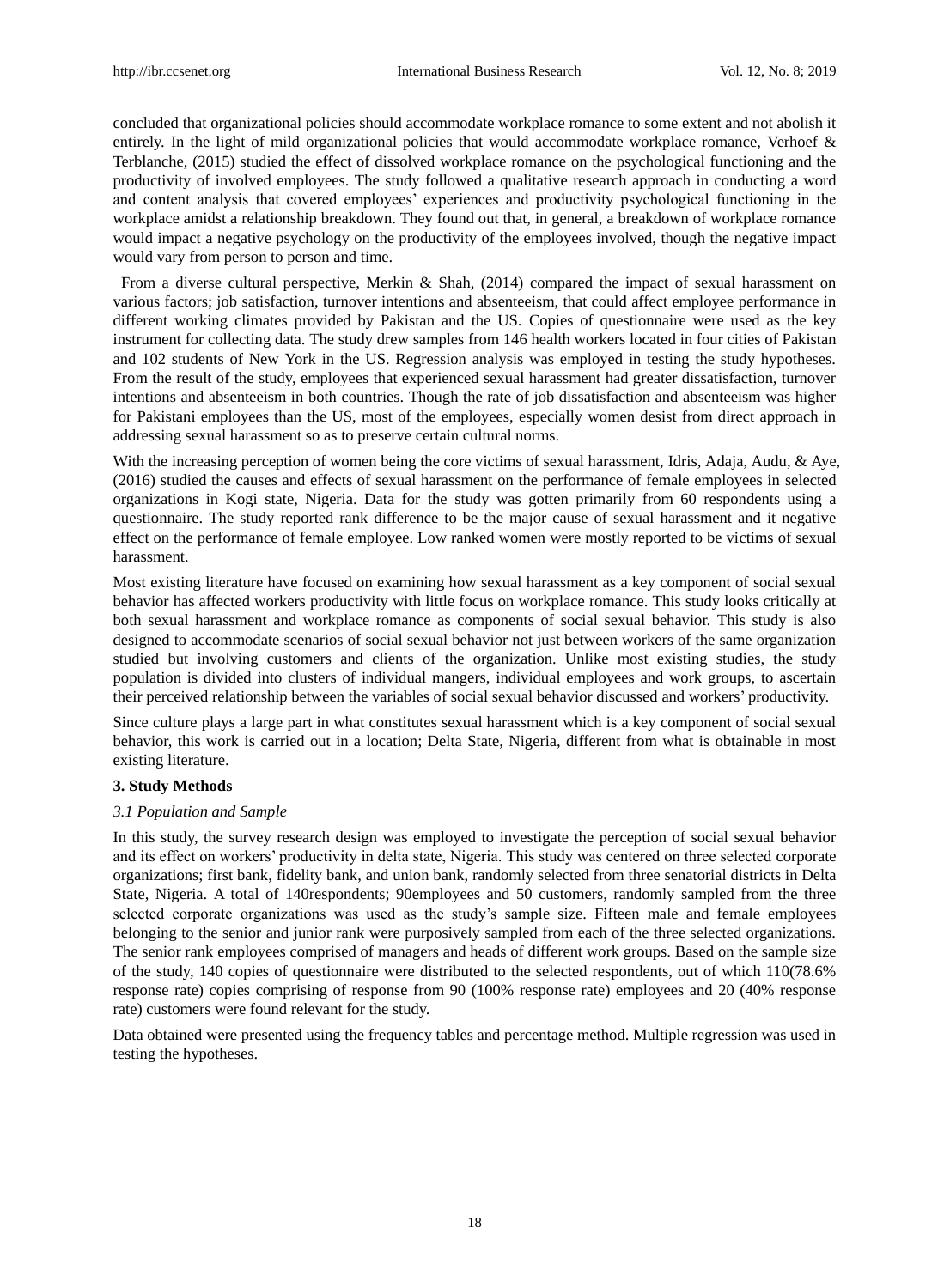concluded that organizational policies should accommodate workplace romance to some extent and not abolish it entirely. In the light of mild organizational policies that would accommodate workplace romance, Verhoef & Terblanche, (2015) studied the effect of dissolved workplace romance on the psychological functioning and the productivity of involved employees. The study followed a qualitative research approach in conducting a word and content analysis that covered employees' experiences and productivity psychological functioning in the workplace amidst a relationship breakdown. They found out that, in general, a breakdown of workplace romance would impact a negative psychology on the productivity of the employees involved, though the negative impact would vary from person to person and time.

From a diverse cultural perspective, Merkin & Shah, (2014) compared the impact of sexual harassment on various factors; job satisfaction, turnover intentions and absenteeism, that could affect employee performance in different working climates provided by Pakistan and the US. Copies of questionnaire were used as the key instrument for collecting data. The study drew samples from 146 health workers located in four cities of Pakistan and 102 students of New York in the US. Regression analysis was employed in testing the study hypotheses. From the result of the study, employees that experienced sexual harassment had greater dissatisfaction, turnover intentions and absenteeism in both countries. Though the rate of job dissatisfaction and absenteeism was higher for Pakistani employees than the US, most of the employees, especially women desist from direct approach in addressing sexual harassment so as to preserve certain cultural norms.

With the increasing perception of women being the core victims of sexual harassment, Idris, Adaja, Audu, & Aye, (2016) studied the causes and effects of sexual harassment on the performance of female employees in selected organizations in Kogi state, Nigeria. Data for the study was gotten primarily from 60 respondents using a questionnaire. The study reported rank difference to be the major cause of sexual harassment and it negative effect on the performance of female employee. Low ranked women were mostly reported to be victims of sexual harassment.

Most existing literature have focused on examining how sexual harassment as a key component of social sexual behavior has affected workers productivity with little focus on workplace romance. This study looks critically at both sexual harassment and workplace romance as components of social sexual behavior. This study is also designed to accommodate scenarios of social sexual behavior not just between workers of the same organization studied but involving customers and clients of the organization. Unlike most existing studies, the study population is divided into clusters of individual mangers, individual employees and work groups, to ascertain their perceived relationship between the variables of social sexual behavior discussed and workers' productivity.

Since culture plays a large part in what constitutes sexual harassment which is a key component of social sexual behavior, this work is carried out in a location; Delta State, Nigeria, different from what is obtainable in most existing literature.

## 3. Study Methods

### *3.1 Population and Sample*

In this study, the survey research design was employed to investigate the perception of social sexual behavior and its effect on workers' productivity in delta state, Nigeria. This study was centered on three selected corporate organizations; first bank, fidelity bank, and union bank, randomly selected from three senatorial districts in Delta State, Nigeria. A total of 140respondents; 90employees and 50 customers, randomly sampled from the three selected corporate organizations was used as the study's sample size. Fifteen male and female employees belonging to the senior and junior rank were purposively sampled from each of the three selected organizations. The senior rank employees comprised of managers and heads of different work groups. Based on the sample size of the study, 140 copies of questionnaire were distributed to the selected respondents, out of which 110(78.6% response rate) copies comprising of response from 90 (100% response rate) employees and 20 (40% response rate) customers were found relevant for the study.

Data obtained were presented using the frequency tables and percentage method. Multiple regression was used in testing the hypotheses.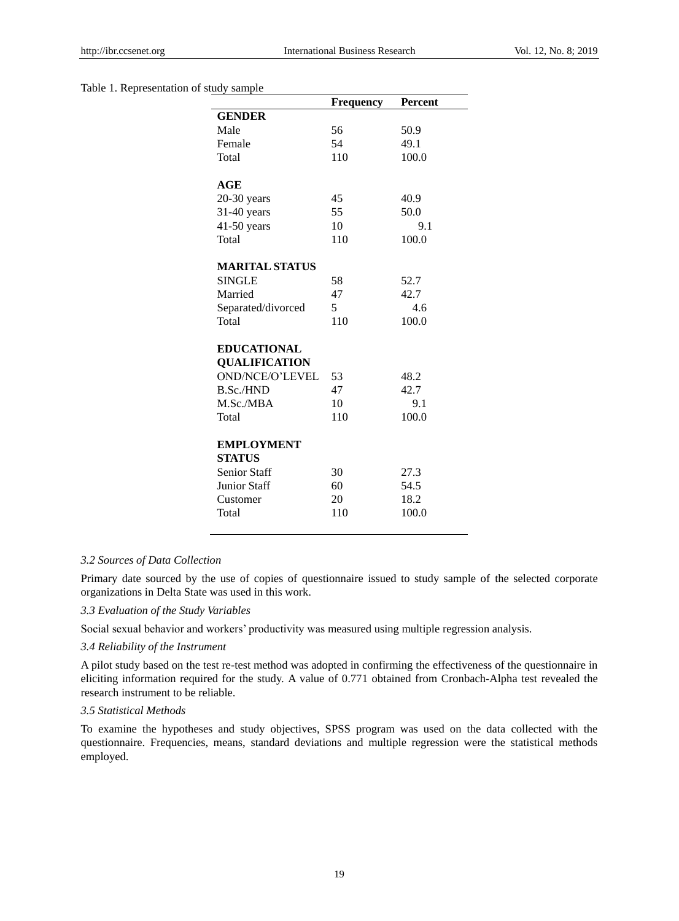Table 1. Representation of study sample

| | Frequency | Percent |
|---|---|---|
| **GENDER** | | |
| Male | 56 | 50.9 |
| Female | 54 | 49.1 |
| Total | 110 | 100.0 |
| **AGE** | | |
| 20-30 years | 45 | 40.9 |
| 31-40 years | 55 | 50.0 |
| 41-50 years | 10 | 9.1 |
| Total | 110 | 100.0 |
| **MARITAL STATUS** | | |
| SINGLE | 58 | 52.7 |
| Married | 47 | 42.7 |
| Separated/divorced | 5 | 4.6 |
| Total | 110 | 100.0 |
| **EDUCATIONAL QUALIFICATION** | | |
| OND/NCE/O'LEVEL | 53 | 48.2 |
| B.Sc./HND | 47 | 42.7 |
| M.Sc./MBA | 10 | 9.1 |
| Total | 110 | 100.0 |
| **EMPLOYMENT STATUS** | | |
| Senior Staff | 30 | 27.3 |
| Junior Staff | 60 | 54.5 |
| Customer | 20 | 18.2 |
| Total | 110 | 100.0 |

### *3.2 Sources of Data Collection*

Primary date sourced by the use of copies of questionnaire issued to study sample of the selected corporate organizations in Delta State was used in this work.

### *3.3 Evaluation of the Study Variables*

Social sexual behavior and workers' productivity was measured using multiple regression analysis.

### *3.4 Reliability of the Instrument*

A pilot study based on the test re-test method was adopted in confirming the effectiveness of the questionnaire in eliciting information required for the study. A value of 0.771 obtained from Cronbach-Alpha test revealed the research instrument to be reliable.

### *3.5 Statistical Methods*

To examine the hypotheses and study objectives, SPSS program was used on the data collected with the questionnaire. Frequencies, means, standard deviations and multiple regression were the statistical methods employed.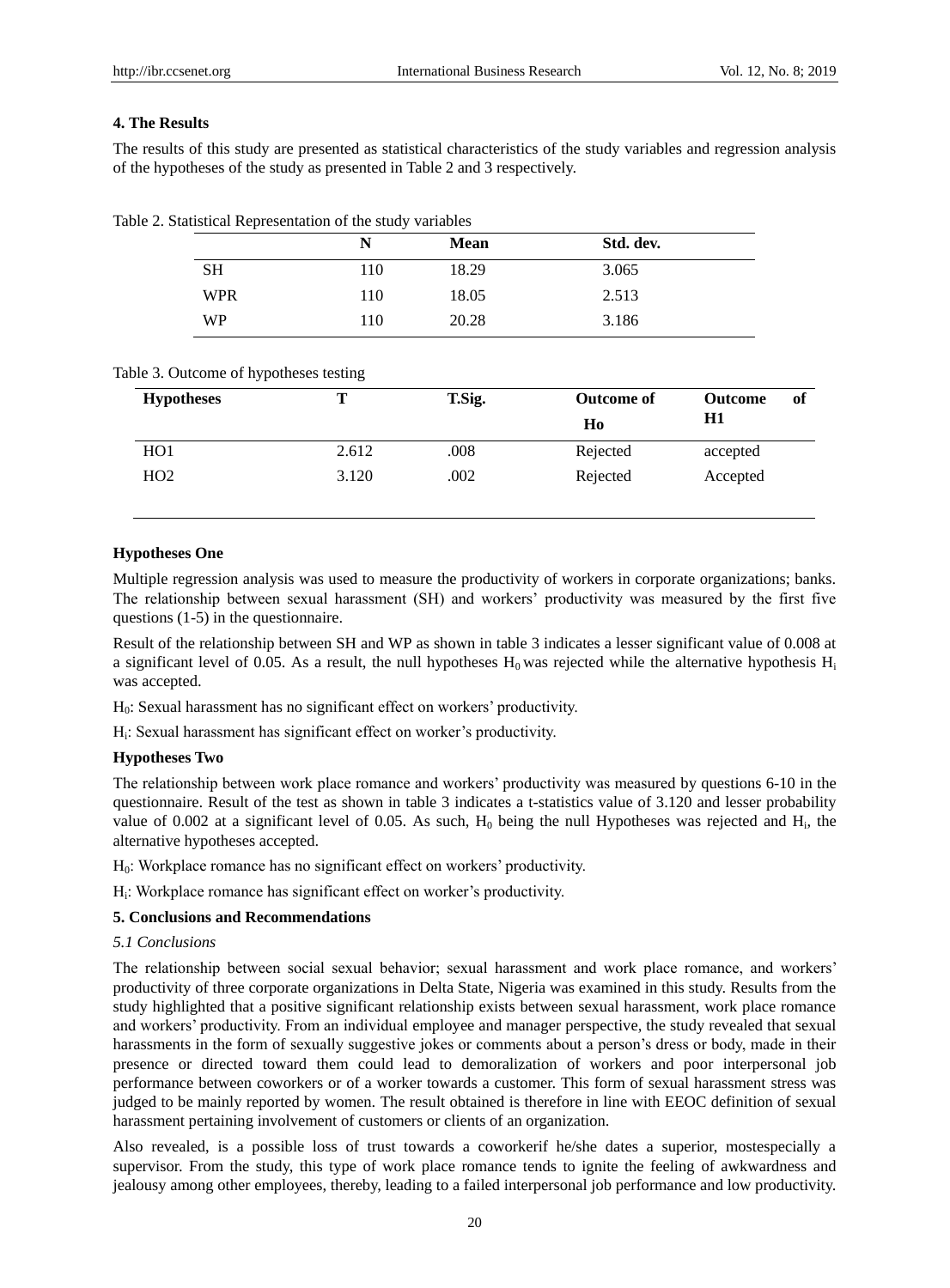## 4. The Results

The results of this study are presented as statistical characteristics of the study variables and regression analysis of the hypotheses of the study as presented in Table 2 and 3 respectively.

Table 2. Statistical Representation of the study variables

| | N | Mean | Std. dev. |
|---|---|---|---|
| SH | 110 | 18.29 | 3.065 |
| WPR | 110 | 18.05 | 2.513 |
| WP | 110 | 20.28 | 3.186 |

Table 3. Outcome of hypotheses testing

| Hypotheses | T | T.Sig. | Outcome of Ho | Outcome of H1 |
|---|---|---|---|---|
| HO1 | 2.612 | .008 | Rejected | accepted |
| HO2 | 3.120 | .002 | Rejected | Accepted |

**Hypotheses One**

Multiple regression analysis was used to measure the productivity of workers in corporate organizations; banks. The relationship between sexual harassment (SH) and workers' productivity was measured by the first five questions (1-5) in the questionnaire.

Result of the relationship between SH and WP as shown in table 3 indicates a lesser significant value of 0.008 at a significant level of 0.05. As a result, the null hypotheses $H_0$ was rejected while the alternative hypothesis $H_i$ was accepted.

$H_0$: Sexual harassment has no significant effect on workers' productivity.

$H_i$: Sexual harassment has significant effect on worker's productivity.

**Hypotheses Two**

The relationship between work place romance and workers' productivity was measured by questions 6-10 in the questionnaire. Result of the test as shown in table 3 indicates a t-statistics value of 3.120 and lesser probability value of 0.002 at a significant level of 0.05. As such, $H_0$ being the null Hypotheses was rejected and $H_i$, the alternative hypotheses accepted.

$H_0$: Workplace romance has no significant effect on workers' productivity.

$H_i$: Workplace romance has significant effect on worker's productivity.

## 5. Conclusions and Recommendations

### *5.1 Conclusions*

The relationship between social sexual behavior; sexual harassment and work place romance, and workers' productivity of three corporate organizations in Delta State, Nigeria was examined in this study. Results from the study highlighted that a positive significant relationship exists between sexual harassment, work place romance and workers' productivity. From an individual employee and manager perspective, the study revealed that sexual harassments in the form of sexually suggestive jokes or comments about a person's dress or body, made in their presence or directed toward them could lead to demoralization of workers and poor interpersonal job performance between coworkers or of a worker towards a customer. This form of sexual harassment stress was judged to be mainly reported by women. The result obtained is therefore in line with EEOC definition of sexual harassment pertaining involvement of customers or clients of an organization.

Also revealed, is a possible loss of trust towards a coworkerif he/she dates a superior, mostespecially a supervisor. From the study, this type of work place romance tends to ignite the feeling of awkwardness and jealousy among other employees, thereby, leading to a failed interpersonal job performance and low productivity.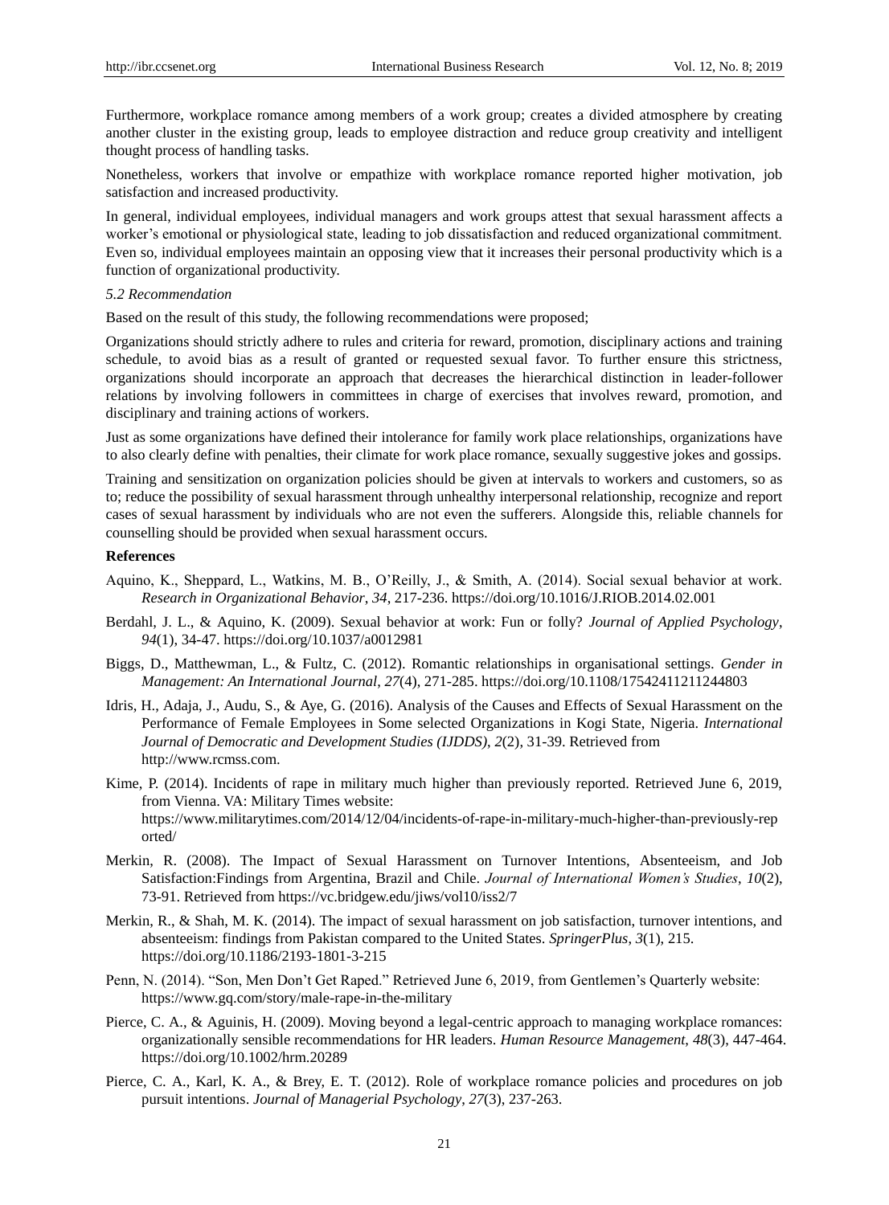Furthermore, workplace romance among members of a work group; creates a divided atmosphere by creating another cluster in the existing group, leads to employee distraction and reduce group creativity and intelligent thought process of handling tasks.

Nonetheless, workers that involve or empathize with workplace romance reported higher motivation, job satisfaction and increased productivity.

In general, individual employees, individual managers and work groups attest that sexual harassment affects a worker's emotional or physiological state, leading to job dissatisfaction and reduced organizational commitment. Even so, individual employees maintain an opposing view that it increases their personal productivity which is a function of organizational productivity.

### *5.2 Recommendation*

Based on the result of this study, the following recommendations were proposed;

Organizations should strictly adhere to rules and criteria for reward, promotion, disciplinary actions and training schedule, to avoid bias as a result of granted or requested sexual favor. To further ensure this strictness, organizations should incorporate an approach that decreases the hierarchical distinction in leader-follower relations by involving followers in committees in charge of exercises that involves reward, promotion, and disciplinary and training actions of workers.

Just as some organizations have defined their intolerance for family work place relationships, organizations have to also clearly define with penalties, their climate for work place romance, sexually suggestive jokes and gossips.

Training and sensitization on organization policies should be given at intervals to workers and customers, so as to; reduce the possibility of sexual harassment through unhealthy interpersonal relationship, recognize and report cases of sexual harassment by individuals who are not even the sufferers. Alongside this, reliable channels for counselling should be provided when sexual harassment occurs.

## References

Aquino, K., Sheppard, L., Watkins, M. B., O'Reilly, J., & Smith, A. (2014). Social sexual behavior at work. *Research in Organizational Behavior*, *34*, 217-236. https://doi.org/10.1016/J.RIOB.2014.02.001

Berdahl, J. L., & Aquino, K. (2009). Sexual behavior at work: Fun or folly? *Journal of Applied Psychology*, *94*(1), 34-47. https://doi.org/10.1037/a0012981

Biggs, D., Matthewman, L., & Fultz, C. (2012). Romantic relationships in organisational settings. *Gender in Management: An International Journal*, *27*(4), 271-285. https://doi.org/10.1108/17542411211244803

Idris, H., Adaja, J., Audu, S., & Aye, G. (2016). Analysis of the Causes and Effects of Sexual Harassment on the Performance of Female Employees in Some selected Organizations in Kogi State, Nigeria. *International Journal of Democratic and Development Studies (IJDDS)*, *2*(2), 31-39. Retrieved from http://www.rcmss.com.

Kime, P. (2014). Incidents of rape in military much higher than previously reported. Retrieved June 6, 2019, from Vienna. VA: Military Times website: https://www.militarytimes.com/2014/12/04/incidents-of-rape-in-military-much-higher-than-previously-reported/

Merkin, R. (2008). The Impact of Sexual Harassment on Turnover Intentions, Absenteeism, and Job Satisfaction:Findings from Argentina, Brazil and Chile. *Journal of International Women's Studies*, *10*(2), 73-91. Retrieved from https://vc.bridgew.edu/jiws/vol10/iss2/7

Merkin, R., & Shah, M. K. (2014). The impact of sexual harassment on job satisfaction, turnover intentions, and absenteeism: findings from Pakistan compared to the United States. *SpringerPlus*, *3*(1), 215. https://doi.org/10.1186/2193-1801-3-215

Penn, N. (2014). "Son, Men Don't Get Raped." Retrieved June 6, 2019, from Gentlemen's Quarterly website: https://www.gq.com/story/male-rape-in-the-military

Pierce, C. A., & Aguinis, H. (2009). Moving beyond a legal-centric approach to managing workplace romances: organizationally sensible recommendations for HR leaders. *Human Resource Management*, *48*(3), 447-464. https://doi.org/10.1002/hrm.20289

Pierce, C. A., Karl, K. A., & Brey, E. T. (2012). Role of workplace romance policies and procedures on job pursuit intentions. *Journal of Managerial Psychology*, *27*(3), 237-263.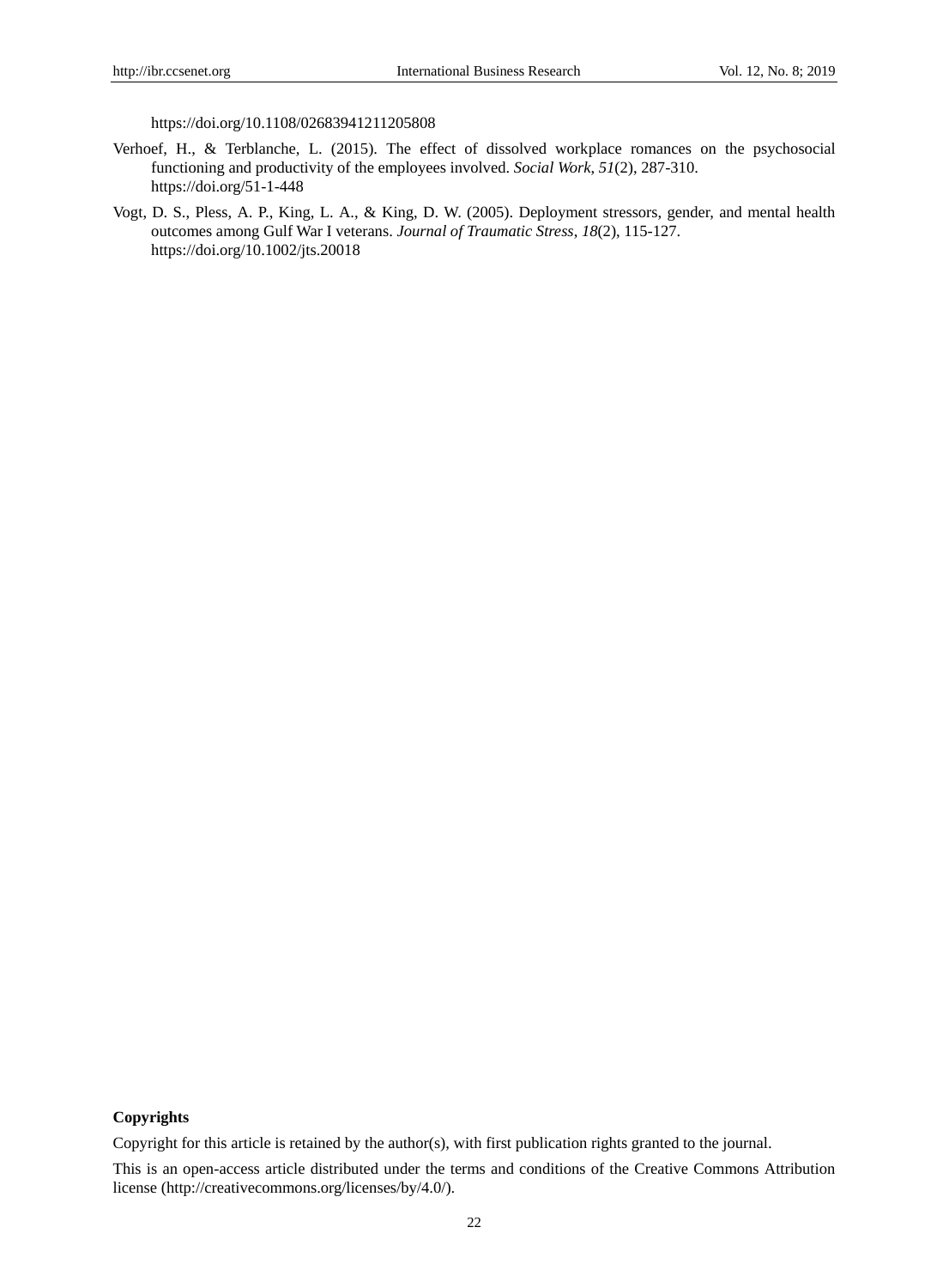https://doi.org/10.1108/02683941211205808

Verhoef, H., & Terblanche, L. (2015). The effect of dissolved workplace romances on the psychosocial functioning and productivity of the employees involved. *Social Work, 51*(2), 287-310. https://doi.org/51-1-448

Vogt, D. S., Pless, A. P., King, L. A., & King, D. W. (2005). Deployment stressors, gender, and mental health outcomes among Gulf War I veterans. *Journal of Traumatic Stress*, *18*(2), 115-127. https://doi.org/10.1002/jts.20018

**Copyrights**

Copyright for this article is retained by the author(s), with first publication rights granted to the journal.

This is an open-access article distributed under the terms and conditions of the Creative Commons Attribution license (http://creativecommons.org/licenses/by/4.0/).